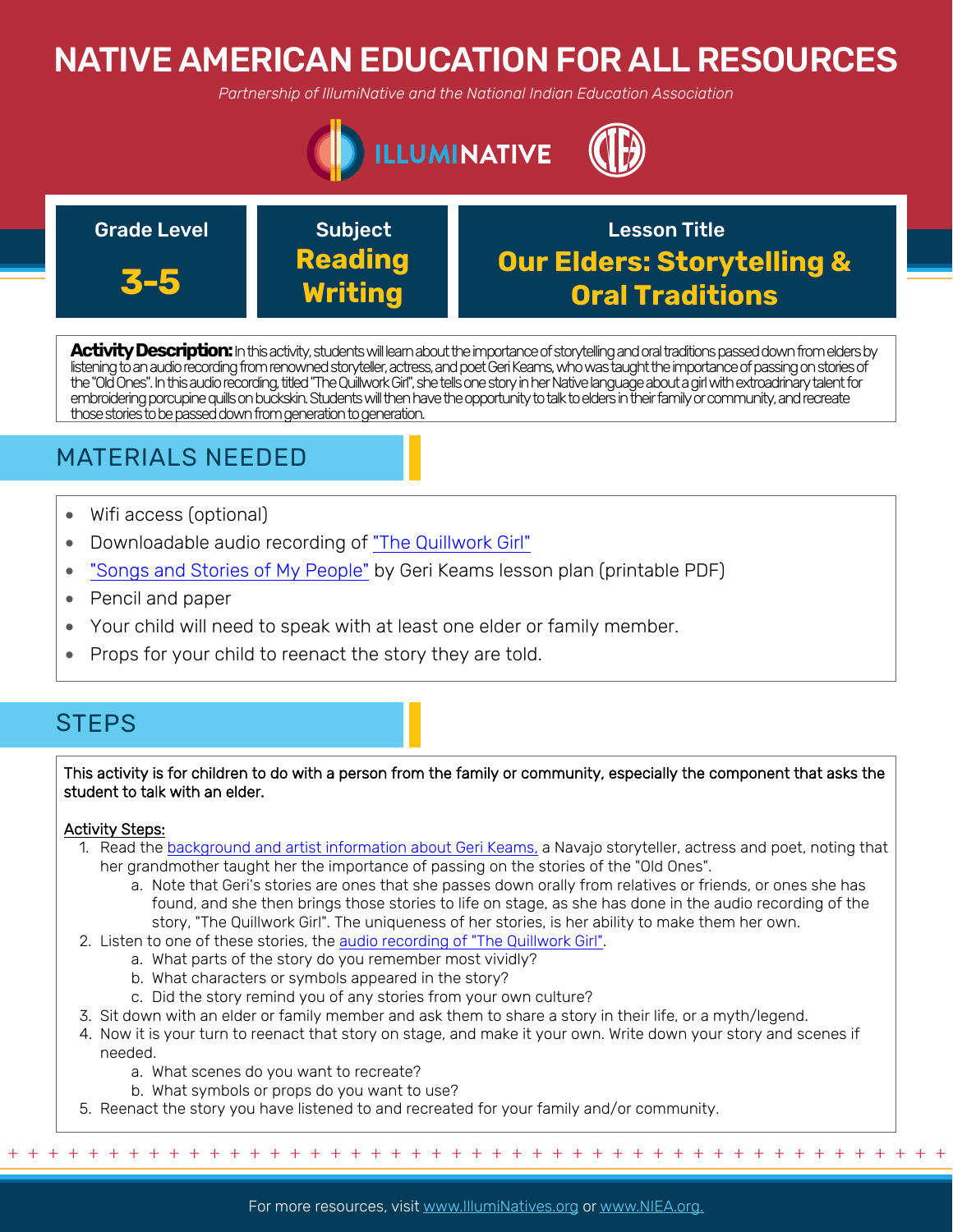# NATIVE AMERICAN EDUCATION FOR ALL RESOURCES

*Partnership of IllumiNative and the National Indian Education Association*

| Grade Level | Subject | Lesson Title |
|---|---|---|
| **3-5** | **Reading Writing** | **Our Elders: Storytelling & Oral Traditions** |

**Activity Description:** In this activity, students will learn about the importance of storytelling and oral traditions passed down from elders by listening to an audio recording from renowned storyteller, actress, and poet Geri Keams, who was taught the importance of passing on stories of the "Old Ones". In this audio recording, titled "The Quillwork Girl", she tells one story in her Native language about a girl with extrodinary talent for embroidering porcupine quills on buckskin. Students will then have the opportunity to talk to elders in their family or community, and recreate those stories to be passed down from generation to generation.

## MATERIALS NEEDED

- Wifi access (optional)
- Downloadable audio recording of "The Quillwork Girl"
- "Songs and Stories of My People" by Geri Keams lesson plan (printable PDF)
- Pencil and paper
- Your child will need to speak with at least one elder or family member.
- Props for your child to reenact the story they are told.

## STEPS

This activity is for children to do with a person from the family or community, especially the component that asks the student to talk with an elder.

Activity Steps:

1. Read the background and artist information about Geri Keams, a Navajo storyteller, actress and poet, noting that her grandmother taught her the importance of passing on the stories of the "Old Ones".
   a. Note that Geri's stories are ones that she passes down orally from relatives or friends, or ones she has found, and she then brings those stories to life on stage, as she has done in the audio recording of the story, "The Quillwork Girl". The uniqueness of her stories, is her ability to make them her own.
2. Listen to one of these stories, the audio recording of "The Quillwork Girl".
   a. What parts of the story do you remember most vividly?
   b. What characters or symbols appeared in the story?
   c. Did the story remind you of any stories from your own culture?
3. Sit down with an elder or family member and ask them to share a story in their life, or a myth/legend.
4. Now it is your turn to reenact that story on stage, and make it your own. Write down your story and scenes if needed.
   a. What scenes do you want to recreate?
   b. What symbols or props do you want to use?
5. Reenact the story you have listened to and recreated for your family and/or community.

For more resources, visit www.IllumiNatives.org or www.NIEA.org.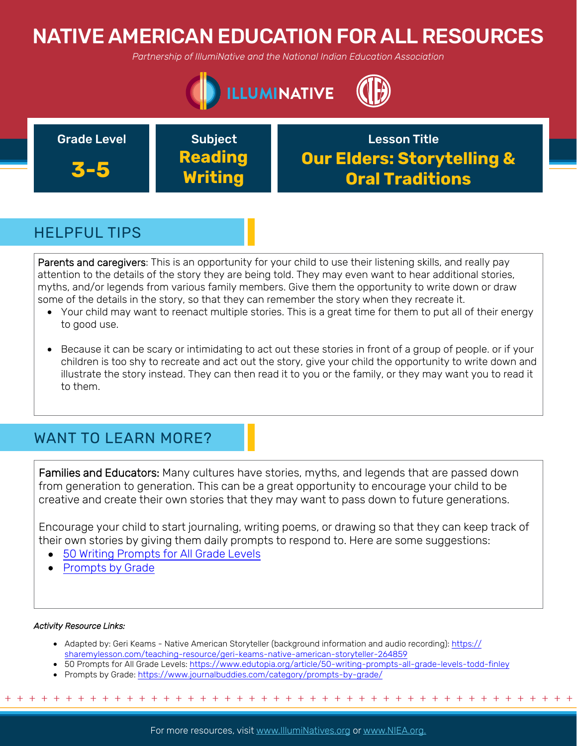# NATIVE AMERICAN EDUCATION FOR ALL RESOURCES

*Partnership of IllumiNative and the National Indian Education Association*

| Grade Level | Subject | Lesson Title |
|---|---|---|
| **3-5** | **Reading Writing** | **Our Elders: Storytelling & Oral Traditions** |

## HELPFUL TIPS

Parents and caregivers: This is an opportunity for your child to use their listening skills, and really pay attention to the details of the story they are being told. They may even want to hear additional stories, myths, and/or legends from various family members. Give them the opportunity to write down or draw some of the details in the story, so that they can remember the story when they recreate it.

- Your child may want to reenact multiple stories. This is a great time for them to put all of their energy to good use.
- Because it can be scary or intimidating to act out these stories in front of a group of people. or if your children is too shy to recreate and act out the story, give your child the opportunity to write down and illustrate the story instead. They can then read it to you or the family, or they may want you to read it to them.

## WANT TO LEARN MORE?

Families and Educators: Many cultures have stories, myths, and legends that are passed down from generation to generation. This can be a great opportunity to encourage your child to be creative and create their own stories that they may want to pass down to future generations.

Encourage your child to start journaling, writing poems, or drawing so that they can keep track of their own stories by giving them daily prompts to respond to. Here are some suggestions:

- 50 Writing Prompts for All Grade Levels
- Prompts by Grade

*Activity Resource Links:*

- Adapted by: Geri Keams - Native American Storyteller (background information and audio recording): https://sharemylesson.com/teaching-resource/geri-keams-native-american-storyteller-264859
- 50 Prompts for All Grade Levels: https://www.edutopia.org/article/50-writing-prompts-all-grade-levels-todd-finley
- Prompts by Grade: https://www.journalbuddies.com/category/prompts-by-grade/

For more resources, visit www.IllumiNatives.org or www.NIEA.org.